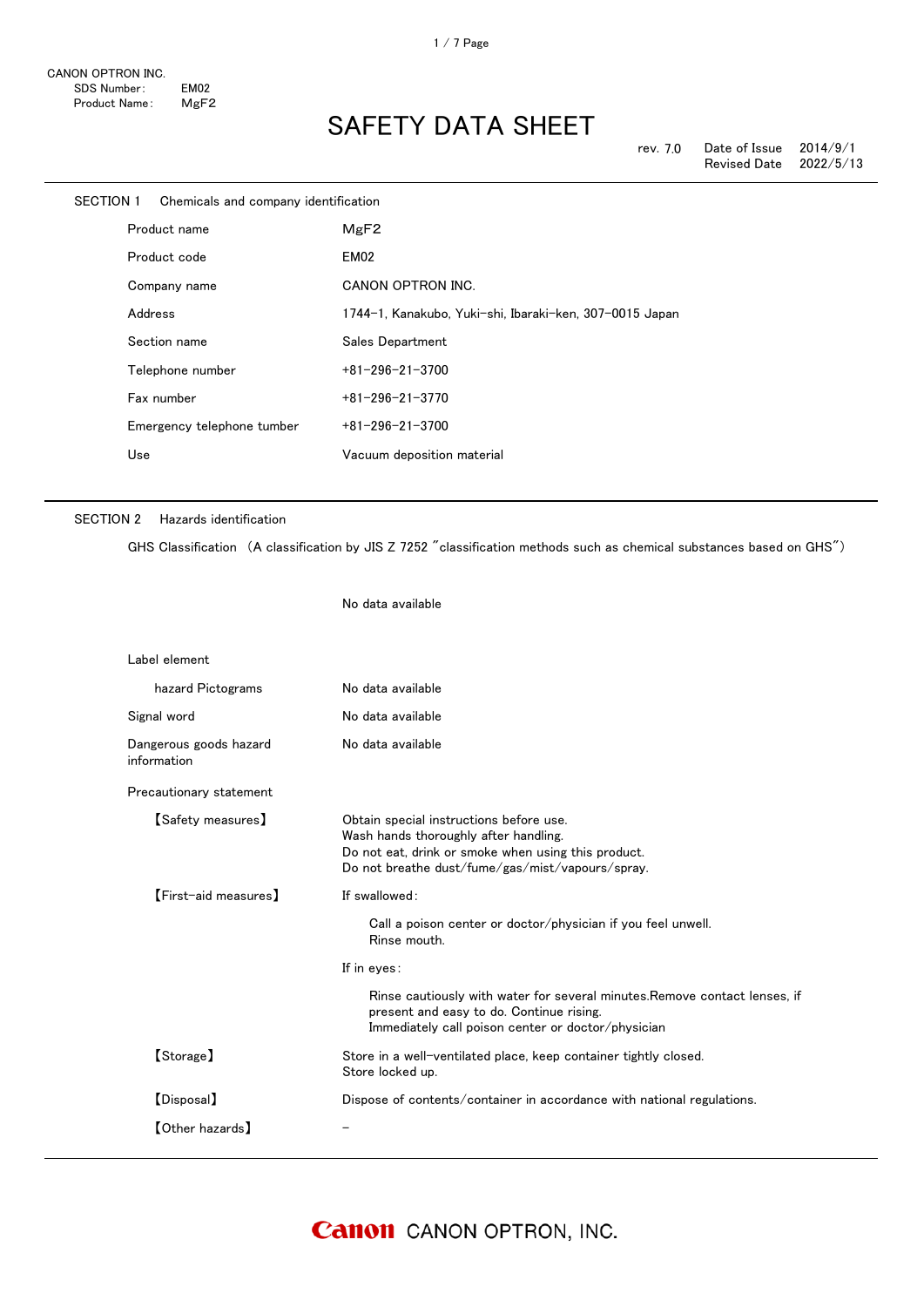CANON OPTRON INC.
SDS Number: EM02
Product Name: $MgF_2$

# SAFETY DATA SHEET

rev. 7.0 Date of Issue 2014/9/1
Revised Date 2022/5/13

## SECTION 1 Chemicals and company identification

| | |
|---|---|
| Product name | $MgF_2$ |
| Product code | EM02 |
| Company name | CANON OPTRON INC. |
| Address | 1744-1, Kanakubo, Yuki-shi, Ibaraki-ken, 307-0015 Japan |
| Section name | Sales Department |
| Telephone number | +81-296-21-3700 |
| Fax number | +81-296-21-3770 |
| Emergency telephone tumber | +81-296-21-3700 |
| Use | Vacuum deposition material |

## SECTION 2 Hazards identification

GHS Classification （A classification by JIS Z 7252 ″classification methods such as chemical substances based on GHS″）

No data available

Label element

| | |
|---|---|
| hazard Pictograms | No data available |
| Signal word | No data available |
| Dangerous goods hazard information | No data available |

Precautionary statement

【Safety measures】

Obtain special instructions before use.
Wash hands thoroughly after handling.
Do not eat, drink or smoke when using this product.
Do not breathe dust/fume/gas/mist/vapours/spray.

【First-aid measures】

If swallowed:

Call a poison center or doctor/physician if you feel unwell.
Rinse mouth.

If in eyes:

Rinse cautiously with water for several minutes.Remove contact lenses, if present and easy to do. Continue rising.
Immediately call poison center or doctor/physician

【Storage】

Store in a well-ventilated place, keep container tightly closed.
Store locked up.

【Disposal】

Dispose of contents/container in accordance with national regulations.

【Other hazards】

-

Canon CANON OPTRON, INC.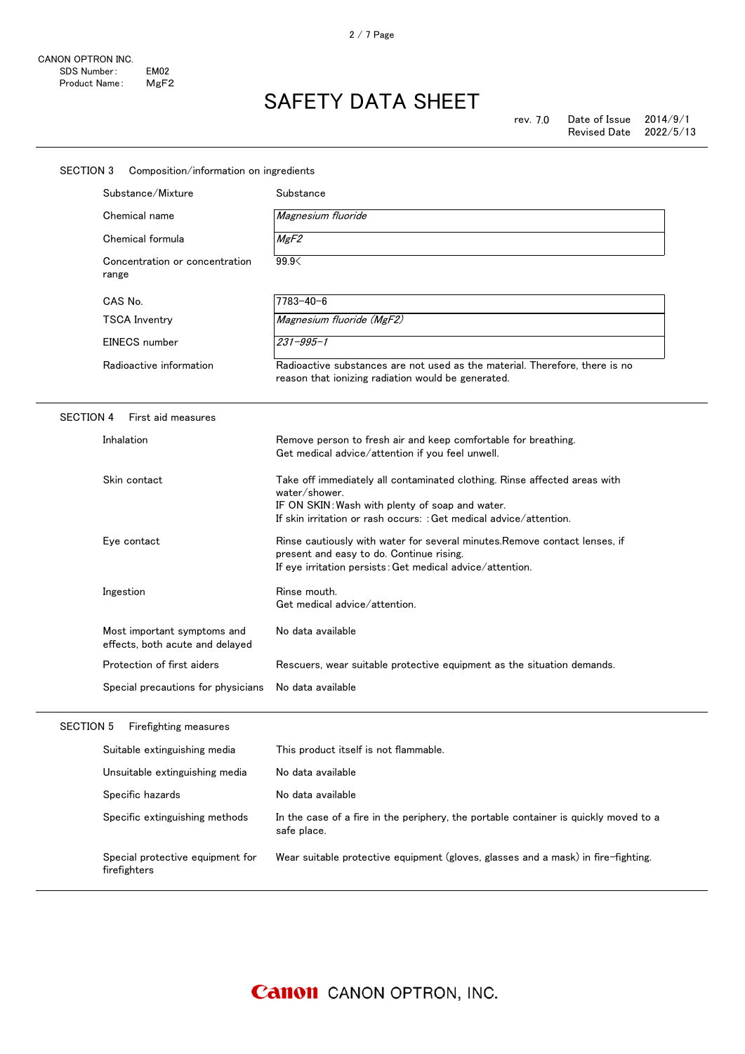CANON OPTRON INC.
SDS Number: EM02
Product Name: $MgF_2$

# SAFETY DATA SHEET

rev. 7.0 Date of Issue 2014/9/1
Revised Date 2022/5/13

## SECTION 3 Composition/information on ingredients

| | |
|---|---|
| Substance/Mixture | Substance |
| Chemical name | *Magnesium fluoride* |
| Chemical formula | *$MgF_2$* |
| Concentration or concentration range | 99.9< |
| CAS No. | 7783-40-6 |
| TSCA Inventry | *Magnesium fluoride ($MgF_2$)* |
| EINECS number | *231-995-1* |
| Radioactive information | Radioactive substances are not used as the material. Therefore, there is no reason that ionizing radiation would be generated. |

## SECTION 4 First aid measures

| | |
|---|---|
| Inhalation | Remove person to fresh air and keep comfortable for breathing.<br>Get medical advice/attention if you feel unwell. |
| Skin contact | Take off immediately all contaminated clothing. Rinse affected areas with water/shower.<br>IF ON SKIN: Wash with plenty of soap and water.<br>If skin irritation or rash occurs: : Get medical advice/attention. |
| Eye contact | Rinse cautiously with water for several minutes.Remove contact lenses, if present and easy to do. Continue rising.<br>If eye irritation persists: Get medical advice/attention. |
| Ingestion | Rinse mouth.<br>Get medical advice/attention. |
| Most important symptoms and effects, both acute and delayed | No data available |
| Protection of first aiders | Rescuers, wear suitable protective equipment as the situation demands. |
| Special precautions for physicians | No data available |

## SECTION 5 Firefighting measures

| | |
|---|---|
| Suitable extinguishing media | This product itself is not flammable. |
| Unsuitable extinguishing media | No data available |
| Specific hazards | No data available |
| Specific extinguishing methods | In the case of a fire in the periphery, the portable container is quickly moved to a safe place. |
| Special protective equipment for firefighters | Wear suitable protective equipment (gloves, glasses and a mask) in fire-fighting. |

Canon CANON OPTRON, INC.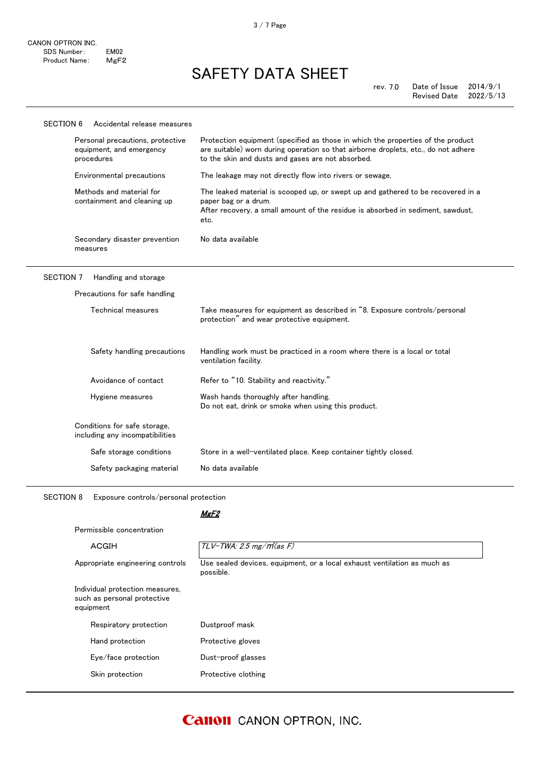CANON OPTRON INC.
SDS Number: EM02
Product Name: $MgF_2$

# SAFETY DATA SHEET

rev. 7.0 Date of Issue 2014/9/1
Revised Date 2022/5/13

## SECTION 6 Accidental release measures

| | |
|---|---|
| Personal precautions, protective equipment, and emergency procedures | Protection equipment (specified as those in which the properties of the product are suitable) worn during operation so that airborne droplets, etc., do not adhere to the skin and dusts and gases are not absorbed. |
| Environmental precautions | The leakage may not directly flow into rivers or sewage. |
| Methods and material for containment and cleaning up | The leaked material is scooped up, or swept up and gathered to be recovered in a paper bag or a drum. After recovery, a small amount of the residue is absorbed in sediment, sawdust, etc. |
| Secondary disaster prevention measures | No data available |

## SECTION 7 Handling and storage

Precautions for safe handling

| | |
|---|---|
| Technical measures | Take measures for equipment as described in "8. Exposure controls/personal protection" and wear protective equipment. |
| Safety handling precautions | Handling work must be practiced in a room where there is a local or total ventilation facility. |
| Avoidance of contact | Refer to "10. Stability and reactivity." |
| Hygiene measures | Wash hands thoroughly after handling. Do not eat, drink or smoke when using this product. |

Conditions for safe storage, including any incompatibilities

| | |
|---|---|
| Safe storage conditions | Store in a well-ventilated place. Keep container tightly closed. |
| Safety packaging material | No data available |

## SECTION 8 Exposure controls/personal protection

***$MgF_2$***

Permissible concentration

| | |
|---|---|
| ACGIH | *TLV-TWA: 2.5 mg/m³(as F)* |
| Appropriate engineering controls | Use sealed devices, equipment, or a local exhaust ventilation as much as possible. |

Individual protection measures, such as personal protective equipment

| | |
|---|---|
| Respiratory protection | Dustproof mask |
| Hand protection | Protective gloves |
| Eye/face protection | Dust-proof glasses |
| Skin protection | Protective clothing |

Canon CANON OPTRON, INC.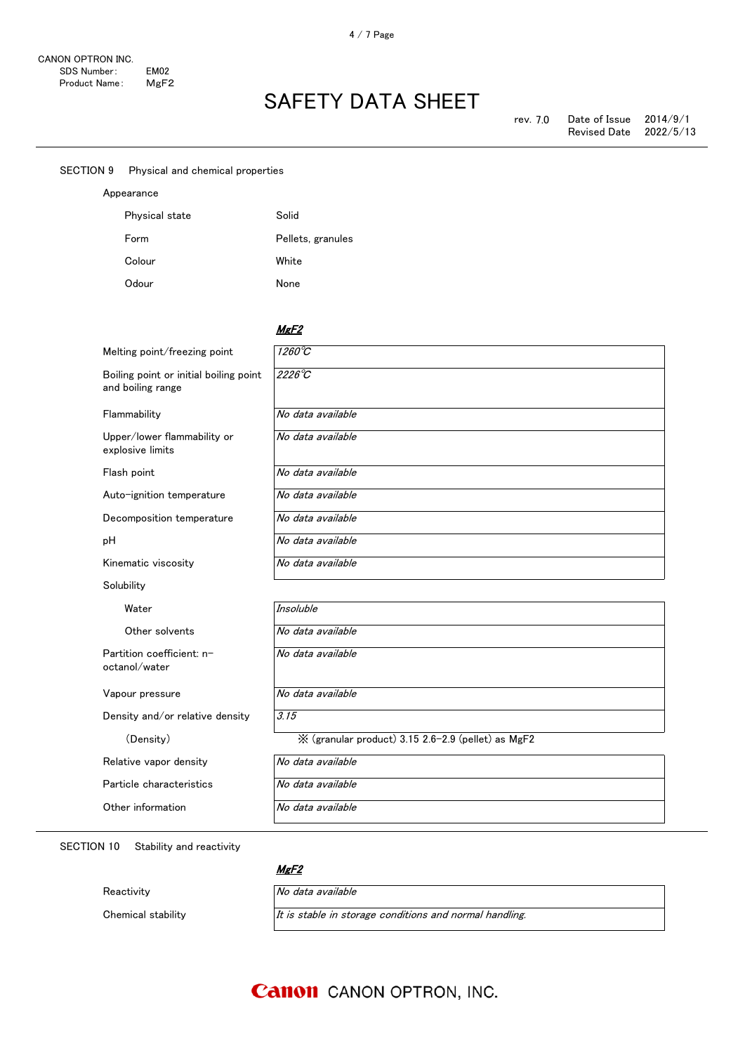## SECTION 9 Physical and chemical properties

Appearance

| | |
|---|---|
| Physical state | Solid |
| Form | Pellets, granules |
| Colour | White |
| Odour | None |

| | ***MgF2*** |
|---|---|
| Melting point/freezing point | *1260℃* |
| Boiling point or initial boiling point and boiling range | *2226℃* |
| Flammability | *No data available* |
| Upper/lower flammability or explosive limits | *No data available* |
| Flash point | *No data available* |
| Auto-ignition temperature | *No data available* |
| Decomposition temperature | *No data available* |
| pH | *No data available* |
| Kinematic viscosity | *No data available* |
| Solubility | |
| Water | *Insoluble* |
| Other solvents | *No data available* |
| Partition coefficient: n-octanol/water | *No data available* |
| Vapour pressure | *No data available* |
| Density and/or relative density | *3.15* |
| (Density) | ※ (granular product) 3.15 2.6-2.9 (pellet) as MgF2 |
| Relative vapor density | *No data available* |
| Particle characteristics | *No data available* |
| Other information | *No data available* |

## SECTION 10 Stability and reactivity

| | ***MgF2*** |
|---|---|
| Reactivity | *No data available* |
| Chemical stability | *It is stable in storage conditions and normal handling.* |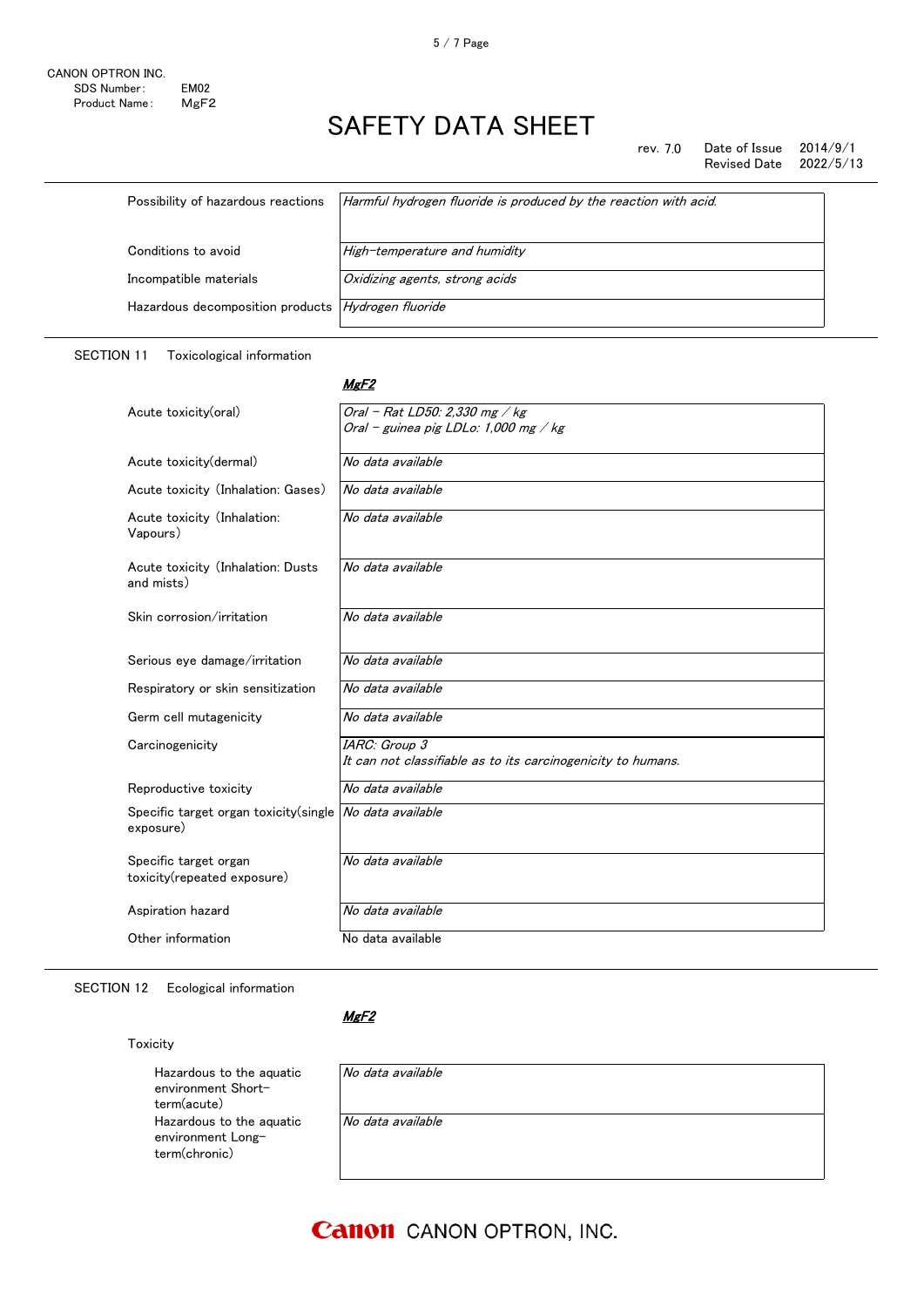CANON OPTRON INC.
SDS Number: EM02
Product Name: $MgF_2$

# SAFETY DATA SHEET

rev. 7.0 Date of Issue 2014/9/1
Revised Date 2022/5/13

| | |
|---|---|
| Possibility of hazardous reactions | *Harmful hydrogen fluoride is produced by the reaction with acid.* |
| Conditions to avoid | *High-temperature and humidity* |
| Incompatible materials | *Oxidizing agents, strong acids* |
| Hazardous decomposition products | *Hydrogen fluoride* |

## SECTION 11 Toxicological information

***$MgF_2$***

| | |
|---|---|
| Acute toxicity(oral) | *Oral – Rat LD50: 2,330 mg / kg*<br>*Oral – guinea pig LDLo: 1,000 mg / kg* |
| Acute toxicity(dermal) | *No data available* |
| Acute toxicity (Inhalation: Gases) | *No data available* |
| Acute toxicity (Inhalation: Vapours) | *No data available* |
| Acute toxicity (Inhalation: Dusts and mists) | *No data available* |
| Skin corrosion/irritation | *No data available* |
| Serious eye damage/irritation | *No data available* |
| Respiratory or skin sensitization | *No data available* |
| Germ cell mutagenicity | *No data available* |
| Carcinogenicity | *IARC: Group 3*<br>*It can not classifiable as to its carcinogenicity to humans.* |
| Reproductive toxicity | *No data available* |
| Specific target organ toxicity(single exposure) | *No data available* |
| Specific target organ toxicity(repeated exposure) | *No data available* |
| Aspiration hazard | *No data available* |
| Other information | No data available |

## SECTION 12 Ecological information

***$MgF_2$***

Toxicity

| | |
|---|---|
| Hazardous to the aquatic environment Short-term(acute) | *No data available* |
| Hazardous to the aquatic environment Long-term(chronic) | *No data available* |

Canon CANON OPTRON, INC.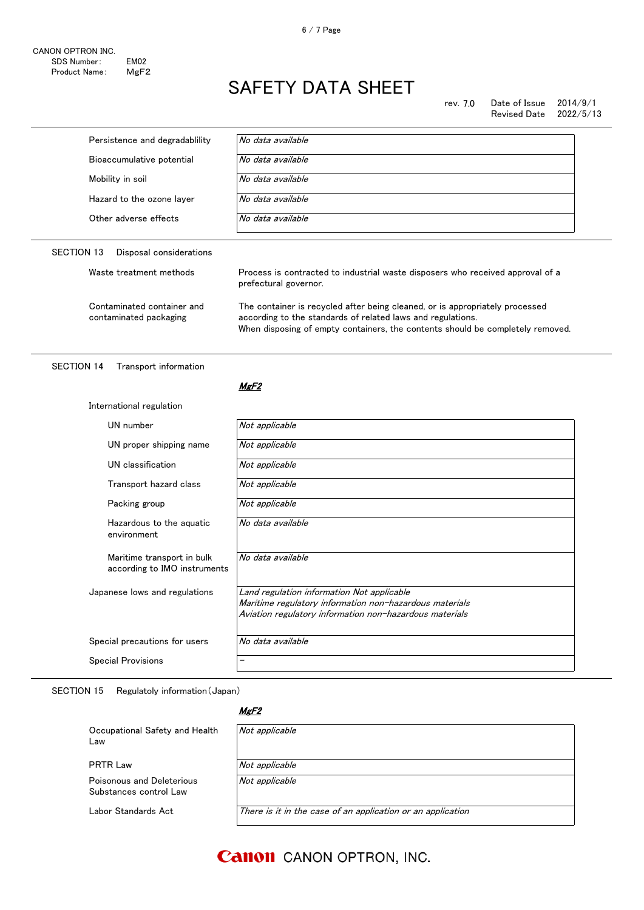| | |
|---|---|
| Persistence and degradablility | *No data available* |
| Bioaccumulative potential | *No data available* |
| Mobility in soil | *No data available* |
| Hazard to the ozone layer | *No data available* |
| Other adverse effects | *No data available* |

## SECTION 13 Disposal considerations

| | |
|---|---|
| Waste treatment methods | Process is contracted to industrial waste disposers who received approval of a prefectural governor. |
| Contaminated container and contaminated packaging | The container is recycled after being cleaned, or is appropriately processed according to the standards of related laws and regulations. When disposing of empty containers, the contents should be completely removed. |

## SECTION 14 Transport information

***MgF2***

International regulation

| | |
|---|---|
| UN number | *Not applicable* |
| UN proper shipping name | *Not applicable* |
| UN classification | *Not applicable* |
| Transport hazard class | *Not applicable* |
| Packing group | *Not applicable* |
| Hazardous to the aquatic environment | *No data available* |
| Maritime transport in bulk according to IMO instruments | *No data available* |
| Japanese lows and regulations | *Land regulation information Not applicable*<br>*Maritime regulatory information non-hazardous materials*<br>*Aviation regulatory information non-hazardous materials* |
| Special precautions for users | *No data available* |
| Special Provisions | – |

## SECTION 15 Regulatoly information（Japan）

***MgF2***

| | |
|---|---|
| Occupational Safety and Health Law | *Not applicable* |
| PRTR Law | *Not applicable* |
| Poisonous and Deleterious Substances control Law | *Not applicable* |
| Labor Standards Act | *There is it in the case of an application or an application* |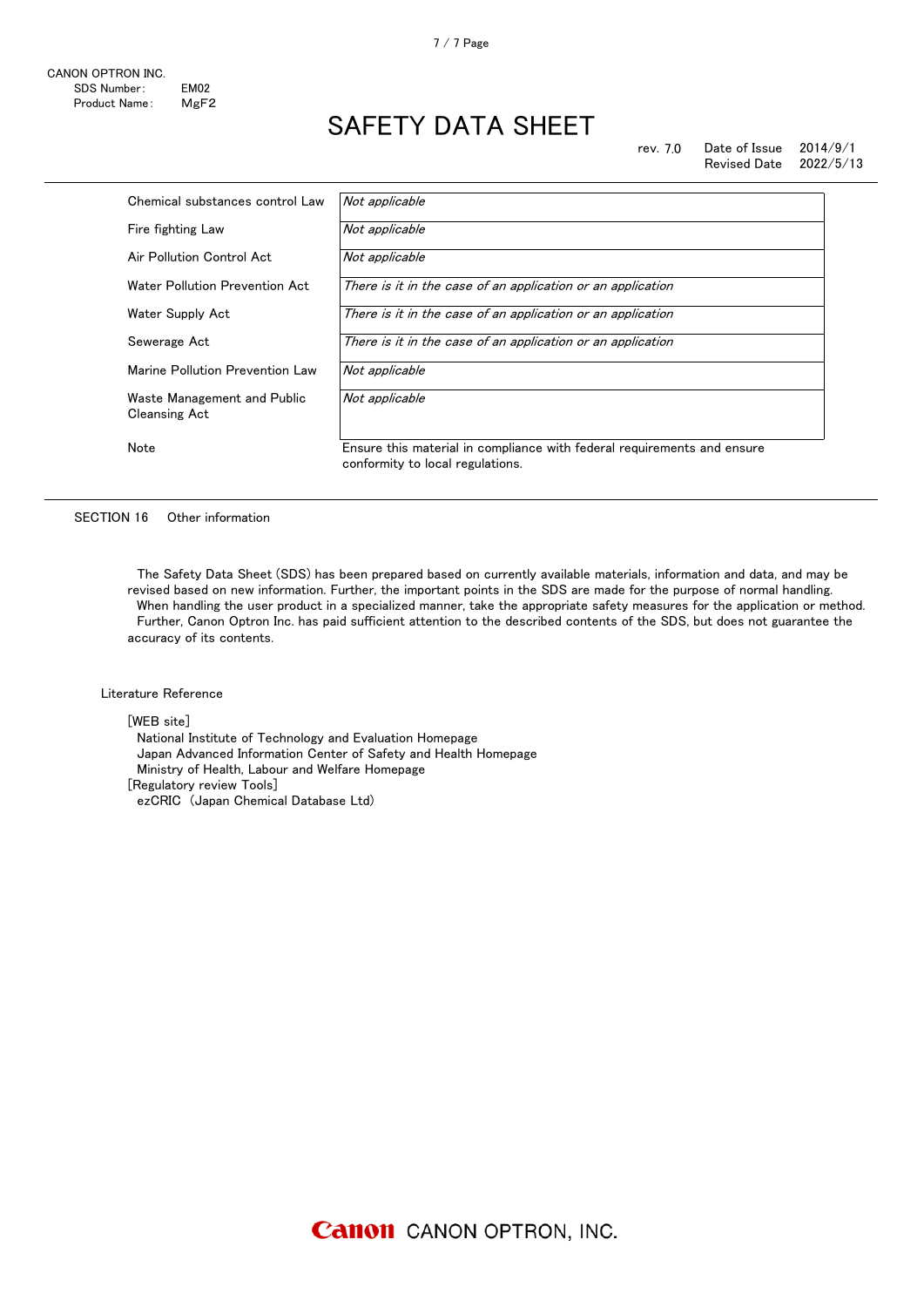CANON OPTRON INC.
SDS Number: EM02
Product Name: $MgF_2$

# SAFETY DATA SHEET

rev. 7.0 Date of Issue 2014/9/1
Revised Date 2022/5/13

| | |
|---|---|
| Chemical substances control Law | *Not applicable* |
| Fire fighting Law | *Not applicable* |
| Air Pollution Control Act | *Not applicable* |
| Water Pollution Prevention Act | *There is it in the case of an application or an application* |
| Water Supply Act | *There is it in the case of an application or an application* |
| Sewerage Act | *There is it in the case of an application or an application* |
| Marine Pollution Prevention Law | *Not applicable* |
| Waste Management and Public Cleansing Act | *Not applicable* |
| Note | Ensure this material in compliance with federal requirements and ensure conformity to local regulations. |

## SECTION 16 Other information

The Safety Data Sheet (SDS) has been prepared based on currently available materials, information and data, and may be revised based on new information. Further, the important points in the SDS are made for the purpose of normal handling.
When handling the user product in a specialized manner, take the appropriate safety measures for the application or method.
Further, Canon Optron Inc. has paid sufficient attention to the described contents of the SDS, but does not guarantee the accuracy of its contents.

### Literature Reference

[WEB site]
National Institute of Technology and Evaluation Homepage
Japan Advanced Information Center of Safety and Health Homepage
Ministry of Health, Labour and Welfare Homepage
[Regulatory review Tools]
ezCRIC（Japan Chemical Database Ltd）

Canon CANON OPTRON, INC.